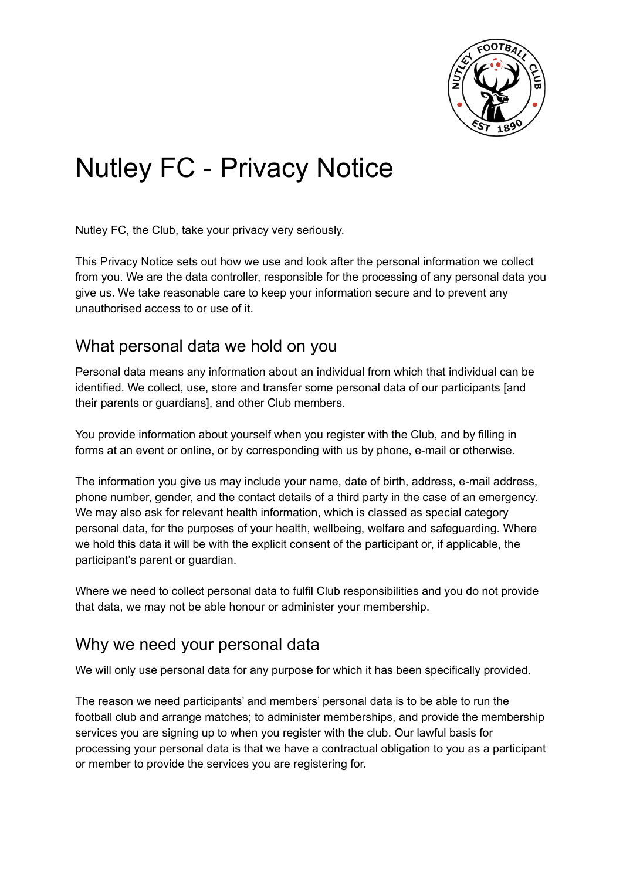# Nutley FC - Privacy Notice

Nutley FC, the Club, take your privacy very seriously.

This Privacy Notice sets out how we use and look after the personal information we collect from you. We are the data controller, responsible for the processing of any personal data you give us. We take reasonable care to keep your information secure and to prevent any unauthorised access to or use of it.

## What personal data we hold on you

Personal data means any information about an individual from which that individual can be identified. We collect, use, store and transfer some personal data of our participants [and their parents or guardians], and other Club members.

You provide information about yourself when you register with the Club, and by filling in forms at an event or online, or by corresponding with us by phone, e-mail or otherwise.

The information you give us may include your name, date of birth, address, e-mail address, phone number, gender, and the contact details of a third party in the case of an emergency. We may also ask for relevant health information, which is classed as special category personal data, for the purposes of your health, wellbeing, welfare and safeguarding. Where we hold this data it will be with the explicit consent of the participant or, if applicable, the participant's parent or guardian.

Where we need to collect personal data to fulfil Club responsibilities and you do not provide that data, we may not be able honour or administer your membership.

## Why we need your personal data

We will only use personal data for any purpose for which it has been specifically provided.

The reason we need participants' and members' personal data is to be able to run the football club and arrange matches; to administer memberships, and provide the membership services you are signing up to when you register with the club. Our lawful basis for processing your personal data is that we have a contractual obligation to you as a participant or member to provide the services you are registering for.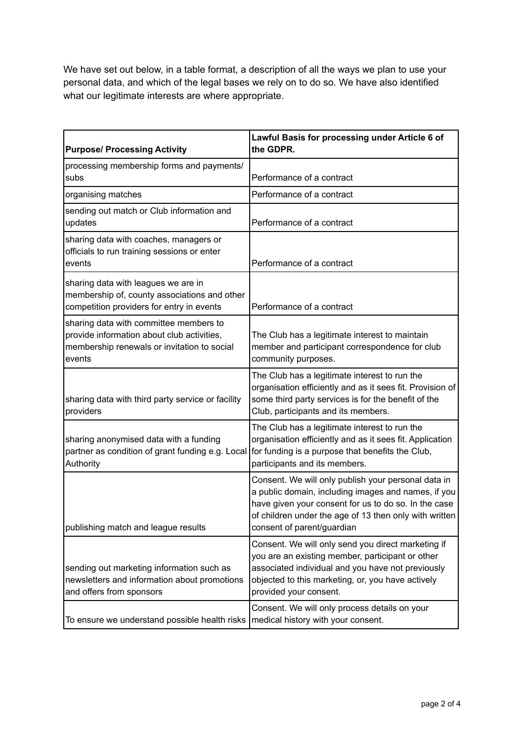We have set out below, in a table format, a description of all the ways we plan to use your personal data, and which of the legal bases we rely on to do so. We have also identified what our legitimate interests are where appropriate.

| **Purpose/ Processing Activity** | **Lawful Basis for processing under Article 6 of the GDPR.** |
|---|---|
| processing membership forms and payments/ subs | Performance of a contract |
| organising matches | Performance of a contract |
| sending out match or Club information and updates | Performance of a contract |
| sharing data with coaches, managers or officials to run training sessions or enter events | Performance of a contract |
| sharing data with leagues we are in membership of, county associations and other competition providers for entry in events | Performance of a contract |
| sharing data with committee members to provide information about club activities, membership renewals or invitation to social events | The Club has a legitimate interest to maintain member and participant correspondence for club community purposes. |
| sharing data with third party service or facility providers | The Club has a legitimate interest to run the organisation efficiently and as it sees fit. Provision of some third party services is for the benefit of the Club, participants and its members. |
| sharing anonymised data with a funding partner as condition of grant funding e.g. Local Authority | The Club has a legitimate interest to run the organisation efficiently and as it sees fit. Application for funding is a purpose that benefits the Club, participants and its members. |
| publishing match and league results | Consent. We will only publish your personal data in a public domain, including images and names, if you have given your consent for us to do so. In the case of children under the age of 13 then only with written consent of parent/guardian |
| sending out marketing information such as newsletters and information about promotions and offers from sponsors | Consent. We will only send you direct marketing if you are an existing member, participant or other associated individual and you have not previously objected to this marketing, or, you have actively provided your consent. |
| To ensure we understand possible health risks | Consent. We will only process details on your medical history with your consent. |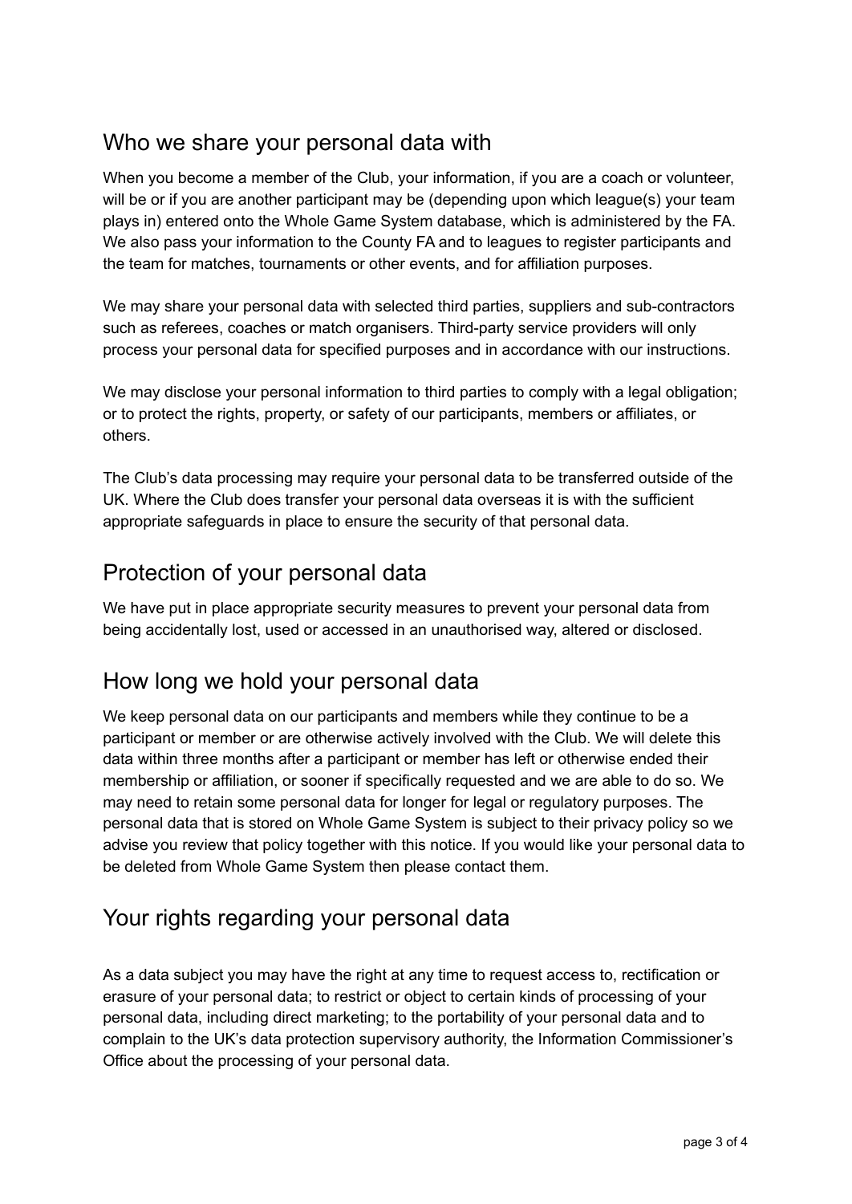## Who we share your personal data with

When you become a member of the Club, your information, if you are a coach or volunteer, will be or if you are another participant may be (depending upon which league(s) your team plays in) entered onto the Whole Game System database, which is administered by the FA. We also pass your information to the County FA and to leagues to register participants and the team for matches, tournaments or other events, and for affiliation purposes.

We may share your personal data with selected third parties, suppliers and sub-contractors such as referees, coaches or match organisers. Third-party service providers will only process your personal data for specified purposes and in accordance with our instructions.

We may disclose your personal information to third parties to comply with a legal obligation; or to protect the rights, property, or safety of our participants, members or affiliates, or others.

The Club's data processing may require your personal data to be transferred outside of the UK. Where the Club does transfer your personal data overseas it is with the sufficient appropriate safeguards in place to ensure the security of that personal data.

## Protection of your personal data

We have put in place appropriate security measures to prevent your personal data from being accidentally lost, used or accessed in an unauthorised way, altered or disclosed.

## How long we hold your personal data

We keep personal data on our participants and members while they continue to be a participant or member or are otherwise actively involved with the Club. We will delete this data within three months after a participant or member has left or otherwise ended their membership or affiliation, or sooner if specifically requested and we are able to do so. We may need to retain some personal data for longer for legal or regulatory purposes. The personal data that is stored on Whole Game System is subject to their privacy policy so we advise you review that policy together with this notice. If you would like your personal data to be deleted from Whole Game System then please contact them.

## Your rights regarding your personal data

As a data subject you may have the right at any time to request access to, rectification or erasure of your personal data; to restrict or object to certain kinds of processing of your personal data, including direct marketing; to the portability of your personal data and to complain to the UK's data protection supervisory authority, the Information Commissioner's Office about the processing of your personal data.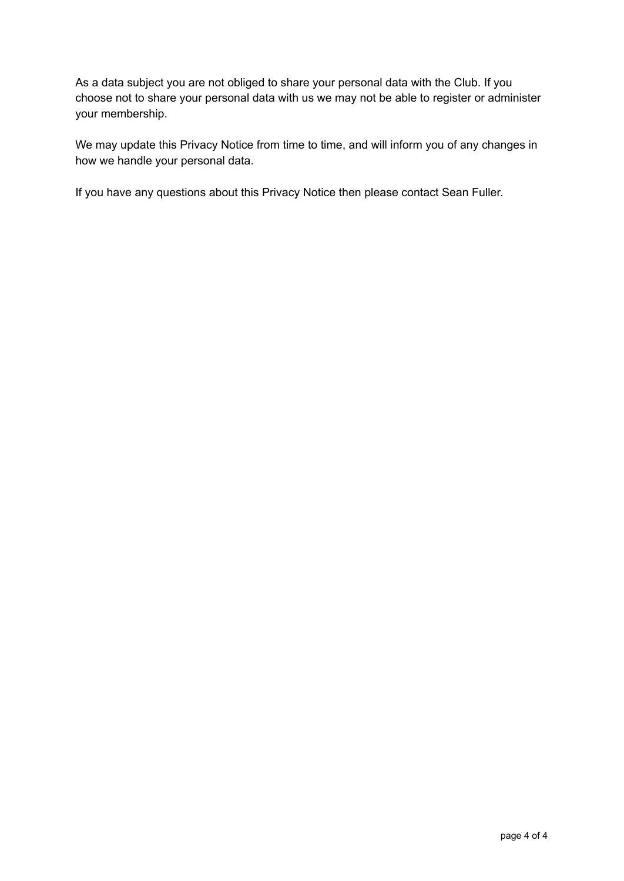As a data subject you are not obliged to share your personal data with the Club. If you choose not to share your personal data with us we may not be able to register or administer your membership.

We may update this Privacy Notice from time to time, and will inform you of any changes in how we handle your personal data.

If you have any questions about this Privacy Notice then please contact Sean Fuller.